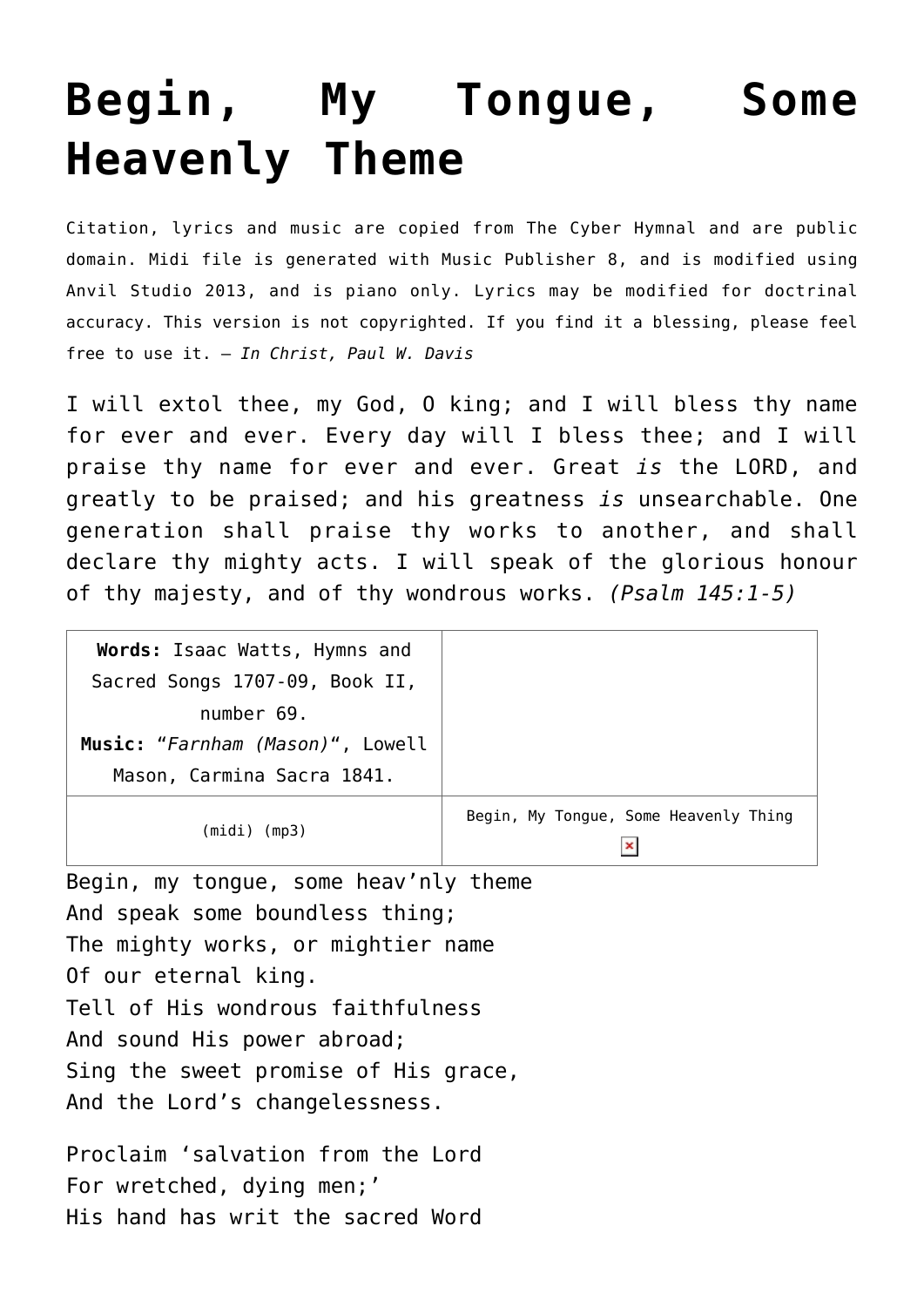# Begin, My Tongue, Some Heavenly Theme

Citation, lyrics and music are copied from The Cyber Hymnal and are public domain. Midi file is generated with Music Publisher 8, and is modified using Anvil Studio 2013, and is piano only. Lyrics may be modified for doctrinal accuracy. This version is not copyrighted. If you find it a blessing, please feel free to use it. – *In Christ, Paul W. Davis*

I will extol thee, my God, O king; and I will bless thy name for ever and ever. Every day will I bless thee; and I will praise thy name for ever and ever. Great *is* the LORD, and greatly to be praised; and his greatness *is* unsearchable. One generation shall praise thy works to another, and shall declare thy mighty acts. I will speak of the glorious honour of thy majesty, and of thy wondrous works. *(Psalm 145:1-5)*

| **Words:** Isaac Watts, Hymns and Sacred Songs 1707-09, Book II, number 69.<br>**Music:** "*Farnham (Mason)*", Lowell Mason, Carmina Sacra 1841. | |
|---|---|
| (midi) (mp3) | Begin, My Tongue, Some Heavenly Thing |

Begin, my tongue, some heav'nly theme
And speak some boundless thing;
The mighty works, or mightier name
Of our eternal king.
Tell of His wondrous faithfulness
And sound His power abroad;
Sing the sweet promise of His grace,
And the Lord's changelessness.

Proclaim 'salvation from the Lord
For wretched, dying men;'
His hand has writ the sacred Word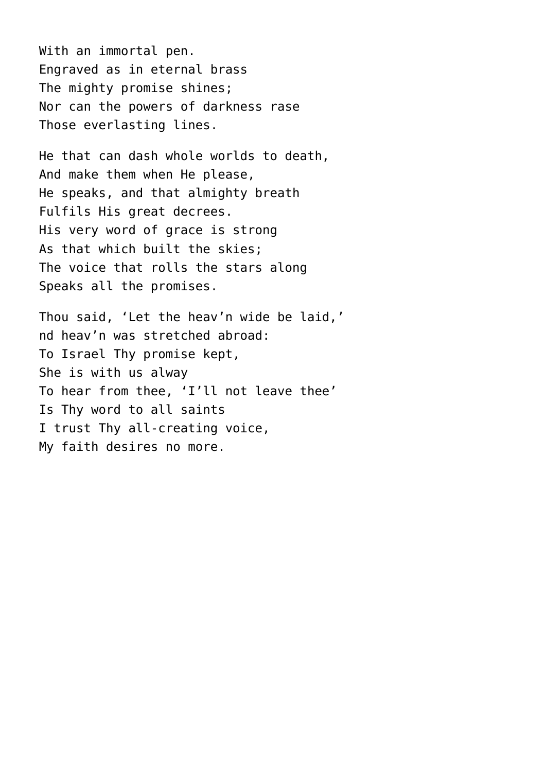With an immortal pen.
Engraved as in eternal brass
The mighty promise shines;
Nor can the powers of darkness rase
Those everlasting lines.

He that can dash whole worlds to death,
And make them when He please,
He speaks, and that almighty breath
Fulfils His great decrees.
His very word of grace is strong
As that which built the skies;
The voice that rolls the stars along
Speaks all the promises.

Thou said, 'Let the heav'n wide be laid,'
nd heav'n was stretched abroad:
To Israel Thy promise kept,
She is with us alway
To hear from thee, 'I'll not leave thee'
Is Thy word to all saints
I trust Thy all-creating voice,
My faith desires no more.